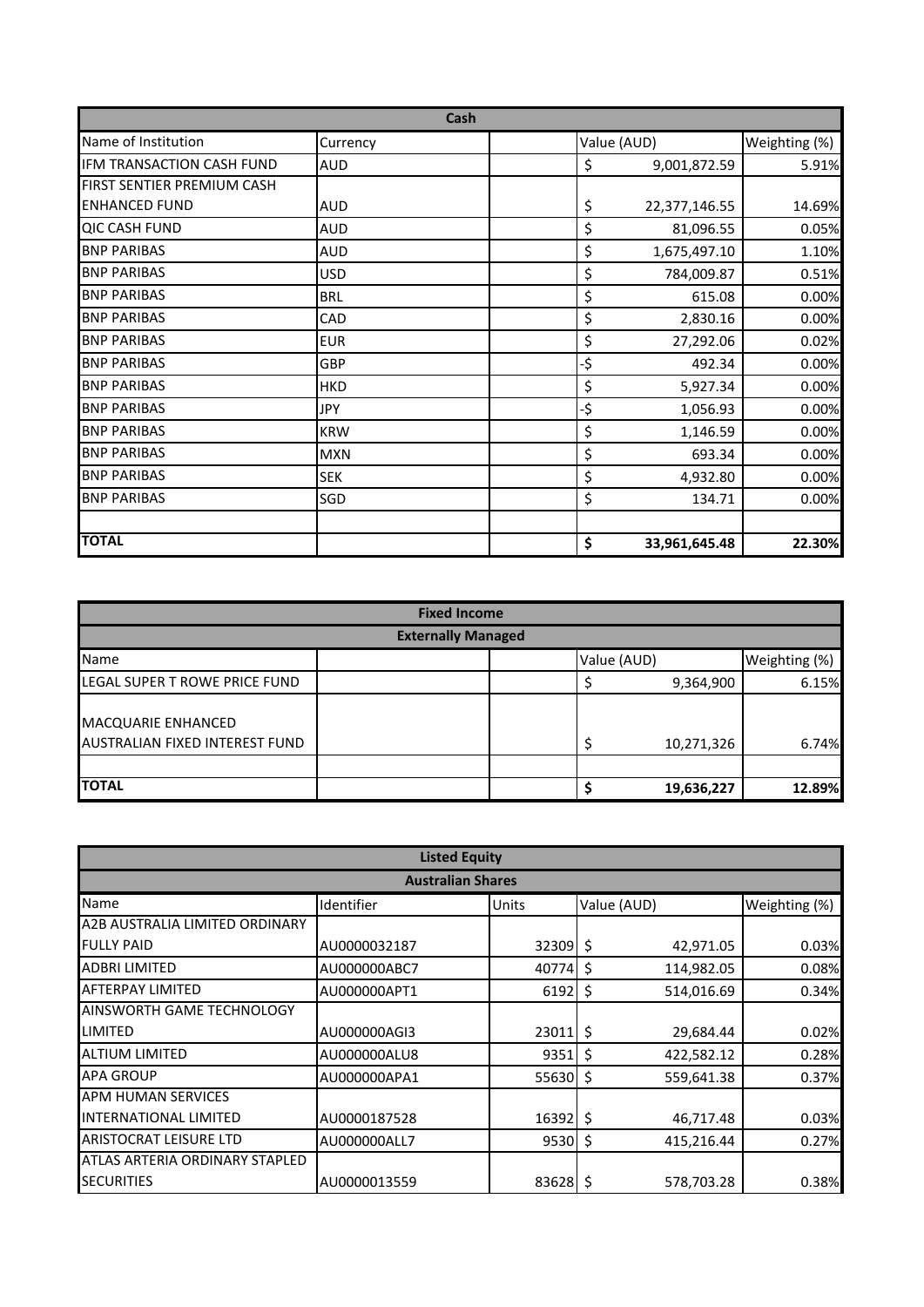| Cash | | | | |
|---|---|---|---|---|
| Name of Institution | Currency | | Value (AUD) | Weighting (%) |
| IFM TRANSACTION CASH FUND | AUD | | $ 9,001,872.59 | 5.91% |
| FIRST SENTIER PREMIUM CASH ENHANCED FUND | AUD | | $ 22,377,146.55 | 14.69% |
| QIC CASH FUND | AUD | | $ 81,096.55 | 0.05% |
| BNP PARIBAS | AUD | | $ 1,675,497.10 | 1.10% |
| BNP PARIBAS | USD | | $ 784,009.87 | 0.51% |
| BNP PARIBAS | BRL | | $ 615.08 | 0.00% |
| BNP PARIBAS | CAD | | $ 2,830.16 | 0.00% |
| BNP PARIBAS | EUR | | $ 27,292.06 | 0.02% |
| BNP PARIBAS | GBP | | -$ 492.34 | 0.00% |
| BNP PARIBAS | HKD | | $ 5,927.34 | 0.00% |
| BNP PARIBAS | JPY | | -$ 1,056.93 | 0.00% |
| BNP PARIBAS | KRW | | $ 1,146.59 | 0.00% |
| BNP PARIBAS | MXN | | $ 693.34 | 0.00% |
| BNP PARIBAS | SEK | | $ 4,932.80 | 0.00% |
| BNP PARIBAS | SGD | | $ 134.71 | 0.00% |
| | | | | |
| **TOTAL** | | | **$ 33,961,645.48** | **22.30%** |

| Fixed Income | | | | |
|---|---|---|---|---|
| Externally Managed | | | | |
| Name | | | Value (AUD) | Weighting (%) |
| LEGAL SUPER T ROWE PRICE FUND | | | $ 9,364,900 | 6.15% |
| MACQUARIE ENHANCED AUSTRALIAN FIXED INTEREST FUND | | | $ 10,271,326 | 6.74% |
| | | | | |
| **TOTAL** | | | **$ 19,636,227** | **12.89%** |

| Listed Equity | | | | |
|---|---|---|---|---|
| Australian Shares | | | | |
| Name | Identifier | Units | Value (AUD) | Weighting (%) |
| A2B AUSTRALIA LIMITED ORDINARY FULLY PAID | AU0000032187 | 32309 | $ 42,971.05 | 0.03% |
| ADBRI LIMITED | AU000000ABC7 | 40774 | $ 114,982.05 | 0.08% |
| AFTERPAY LIMITED | AU000000APT1 | 6192 | $ 514,016.69 | 0.34% |
| AINSWORTH GAME TECHNOLOGY LIMITED | AU000000AGI3 | 23011 | $ 29,684.44 | 0.02% |
| ALTIUM LIMITED | AU000000ALU8 | 9351 | $ 422,582.12 | 0.28% |
| APA GROUP | AU000000APA1 | 55630 | $ 559,641.38 | 0.37% |
| APM HUMAN SERVICES INTERNATIONAL LIMITED | AU0000187528 | 16392 | $ 46,717.48 | 0.03% |
| ARISTOCRAT LEISURE LTD | AU000000ALL7 | 9530 | $ 415,216.44 | 0.27% |
| ATLAS ARTERIA ORDINARY STAPLED SECURITIES | AU0000013559 | 83628 | $ 578,703.28 | 0.38% |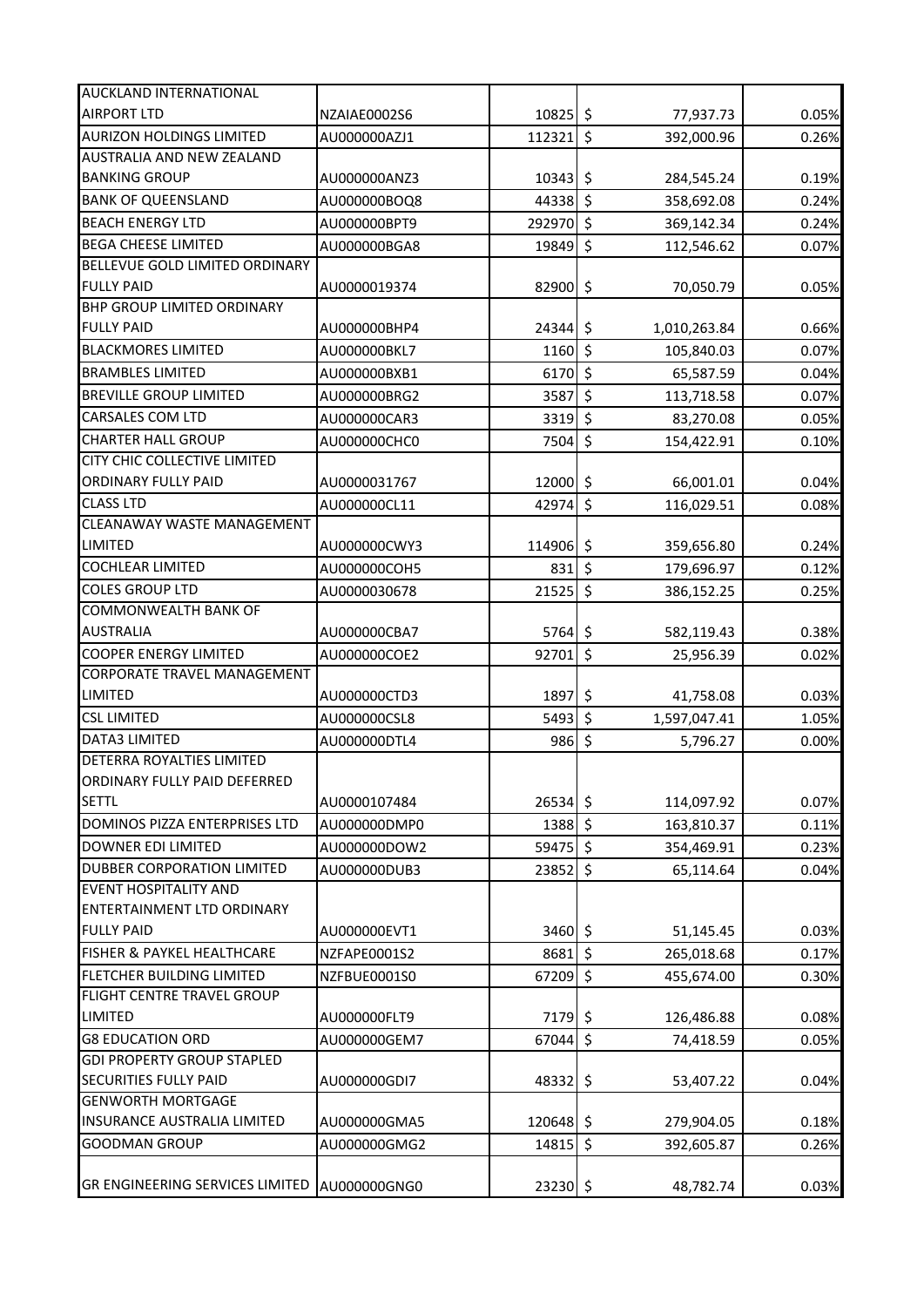| | | | | |
|---|---|---|---|---|
| AUCKLAND INTERNATIONAL AIRPORT LTD | NZAIAE0002S6 | 10825 | $ 77,937.73 | 0.05% |
| AURIZON HOLDINGS LIMITED | AU000000AZJ1 | 112321 | $ 392,000.96 | 0.26% |
| AUSTRALIA AND NEW ZEALAND BANKING GROUP | AU000000ANZ3 | 10343 | $ 284,545.24 | 0.19% |
| BANK OF QUEENSLAND | AU000000BOQ8 | 44338 | $ 358,692.08 | 0.24% |
| BEACH ENERGY LTD | AU000000BPT9 | 292970 | $ 369,142.34 | 0.24% |
| BEGA CHEESE LIMITED | AU000000BGA8 | 19849 | $ 112,546.62 | 0.07% |
| BELLEVUE GOLD LIMITED ORDINARY FULLY PAID | AU0000019374 | 82900 | $ 70,050.79 | 0.05% |
| BHP GROUP LIMITED ORDINARY FULLY PAID | AU000000BHP4 | 24344 | $ 1,010,263.84 | 0.66% |
| BLACKMORES LIMITED | AU000000BKL7 | 1160 | $ 105,840.03 | 0.07% |
| BRAMBLES LIMITED | AU000000BXB1 | 6170 | $ 65,587.59 | 0.04% |
| BREVILLE GROUP LIMITED | AU000000BRG2 | 3587 | $ 113,718.58 | 0.07% |
| CARSALES COM LTD | AU000000CAR3 | 3319 | $ 83,270.08 | 0.05% |
| CHARTER HALL GROUP | AU000000CHC0 | 7504 | $ 154,422.91 | 0.10% |
| CITY CHIC COLLECTIVE LIMITED ORDINARY FULLY PAID | AU0000031767 | 12000 | $ 66,001.01 | 0.04% |
| CLASS LTD | AU000000CL11 | 42974 | $ 116,029.51 | 0.08% |
| CLEANAWAY WASTE MANAGEMENT LIMITED | AU000000CWY3 | 114906 | $ 359,656.80 | 0.24% |
| COCHLEAR LIMITED | AU000000COH5 | 831 | $ 179,696.97 | 0.12% |
| COLES GROUP LTD | AU0000030678 | 21525 | $ 386,152.25 | 0.25% |
| COMMONWEALTH BANK OF AUSTRALIA | AU000000CBA7 | 5764 | $ 582,119.43 | 0.38% |
| COOPER ENERGY LIMITED | AU000000COE2 | 92701 | $ 25,956.39 | 0.02% |
| CORPORATE TRAVEL MANAGEMENT LIMITED | AU000000CTD3 | 1897 | $ 41,758.08 | 0.03% |
| CSL LIMITED | AU000000CSL8 | 5493 | $ 1,597,047.41 | 1.05% |
| DATA3 LIMITED | AU000000DTL4 | 986 | $ 5,796.27 | 0.00% |
| DETERRA ROYALTIES LIMITED ORDINARY FULLY PAID DEFERRED SETTL | AU0000107484 | 26534 | $ 114,097.92 | 0.07% |
| DOMINOS PIZZA ENTERPRISES LTD | AU000000DMP0 | 1388 | $ 163,810.37 | 0.11% |
| DOWNER EDI LIMITED | AU000000DOW2 | 59475 | $ 354,469.91 | 0.23% |
| DUBBER CORPORATION LIMITED | AU000000DUB3 | 23852 | $ 65,114.64 | 0.04% |
| EVENT HOSPITALITY AND ENTERTAINMENT LTD ORDINARY FULLY PAID | AU000000EVT1 | 3460 | $ 51,145.45 | 0.03% |
| FISHER & PAYKEL HEALTHCARE | NZFAPE0001S2 | 8681 | $ 265,018.68 | 0.17% |
| FLETCHER BUILDING LIMITED | NZFBUE0001S0 | 67209 | $ 455,674.00 | 0.30% |
| FLIGHT CENTRE TRAVEL GROUP LIMITED | AU000000FLT9 | 7179 | $ 126,486.88 | 0.08% |
| G8 EDUCATION ORD | AU000000GEM7 | 67044 | $ 74,418.59 | 0.05% |
| GDI PROPERTY GROUP STAPLED SECURITIES FULLY PAID | AU000000GDI7 | 48332 | $ 53,407.22 | 0.04% |
| GENWORTH MORTGAGE INSURANCE AUSTRALIA LIMITED | AU000000GMA5 | 120648 | $ 279,904.05 | 0.18% |
| GOODMAN GROUP | AU000000GMG2 | 14815 | $ 392,605.87 | 0.26% |
| GR ENGINEERING SERVICES LIMITED | AU000000GNG0 | 23230 | $ 48,782.74 | 0.03% |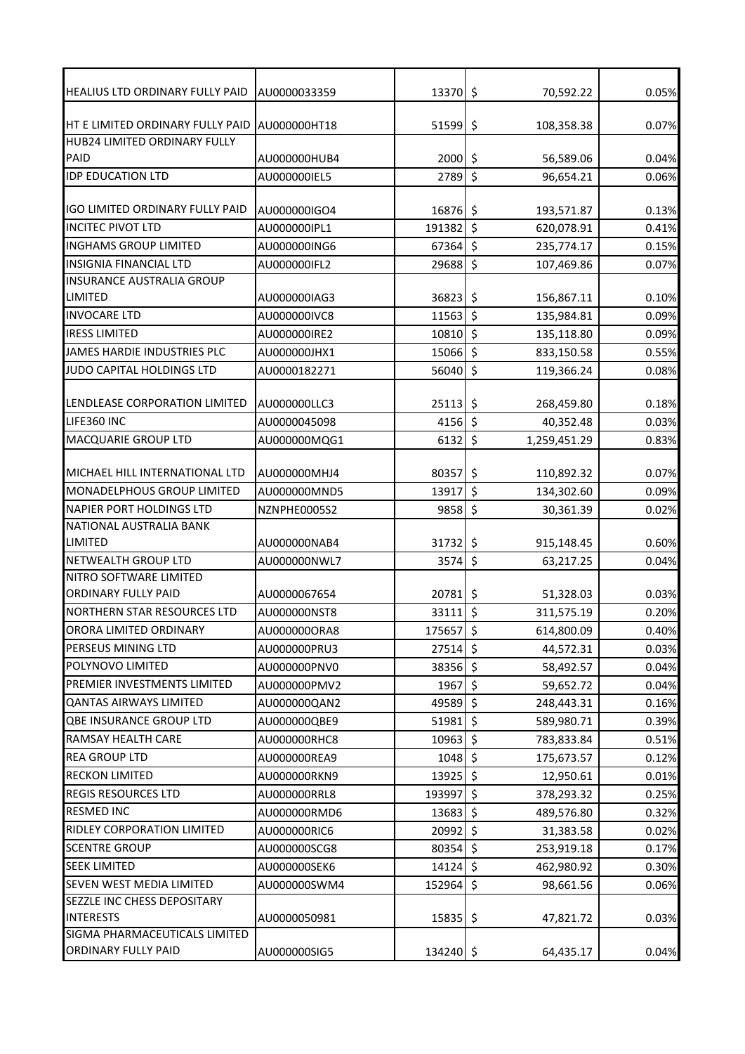| | | | | |
|---|---|---|---|---|
| HEALIUS LTD ORDINARY FULLY PAID | AU0000033359 | 13370 | $ 70,592.22 | 0.05% |
| HT E LIMITED ORDINARY FULLY PAID | AU000000HT18 | 51599 | $ 108,358.38 | 0.07% |
| HUB24 LIMITED ORDINARY FULLY PAID | AU000000HUB4 | 2000 | $ 56,589.06 | 0.04% |
| IDP EDUCATION LTD | AU000000IEL5 | 2789 | $ 96,654.21 | 0.06% |
| IGO LIMITED ORDINARY FULLY PAID | AU000000IGO4 | 16876 | $ 193,571.87 | 0.13% |
| INCITEC PIVOT LTD | AU000000IPL1 | 191382 | $ 620,078.91 | 0.41% |
| INGHAMS GROUP LIMITED | AU000000ING6 | 67364 | $ 235,774.17 | 0.15% |
| INSIGNIA FINANCIAL LTD | AU000000IFL2 | 29688 | $ 107,469.86 | 0.07% |
| INSURANCE AUSTRALIA GROUP LIMITED | AU000000IAG3 | 36823 | $ 156,867.11 | 0.10% |
| INVOCARE LTD | AU000000IVC8 | 11563 | $ 135,984.81 | 0.09% |
| IRESS LIMITED | AU000000IRE2 | 10810 | $ 135,118.80 | 0.09% |
| JAMES HARDIE INDUSTRIES PLC | AU000000JHX1 | 15066 | $ 833,150.58 | 0.55% |
| JUDO CAPITAL HOLDINGS LTD | AU0000182271 | 56040 | $ 119,366.24 | 0.08% |
| LENDLEASE CORPORATION LIMITED | AU000000LLC3 | 25113 | $ 268,459.80 | 0.18% |
| LIFE360 INC | AU0000045098 | 4156 | $ 40,352.48 | 0.03% |
| MACQUARIE GROUP LTD | AU000000MQG1 | 6132 | $ 1,259,451.29 | 0.83% |
| MICHAEL HILL INTERNATIONAL LTD | AU000000MHJ4 | 80357 | $ 110,892.32 | 0.07% |
| MONADELPHOUS GROUP LIMITED | AU000000MND5 | 13917 | $ 134,302.60 | 0.09% |
| NAPIER PORT HOLDINGS LTD | NZNPHE0005S2 | 9858 | $ 30,361.39 | 0.02% |
| NATIONAL AUSTRALIA BANK LIMITED | AU000000NAB4 | 31732 | $ 915,148.45 | 0.60% |
| NETWEALTH GROUP LTD | AU000000NWL7 | 3574 | $ 63,217.25 | 0.04% |
| NITRO SOFTWARE LIMITED ORDINARY FULLY PAID | AU0000067654 | 20781 | $ 51,328.03 | 0.03% |
| NORTHERN STAR RESOURCES LTD | AU000000NST8 | 33111 | $ 311,575.19 | 0.20% |
| ORORA LIMITED ORDINARY | AU000000ORA8 | 175657 | $ 614,800.09 | 0.40% |
| PERSEUS MINING LTD | AU000000PRU3 | 27514 | $ 44,572.31 | 0.03% |
| POLYNOVO LIMITED | AU000000PNV0 | 38356 | $ 58,492.57 | 0.04% |
| PREMIER INVESTMENTS LIMITED | AU000000PMV2 | 1967 | $ 59,652.72 | 0.04% |
| QANTAS AIRWAYS LIMITED | AU000000QAN2 | 49589 | $ 248,443.31 | 0.16% |
| QBE INSURANCE GROUP LTD | AU000000QBE9 | 51981 | $ 589,980.71 | 0.39% |
| RAMSAY HEALTH CARE | AU000000RHC8 | 10963 | $ 783,833.84 | 0.51% |
| REA GROUP LTD | AU000000REA9 | 1048 | $ 175,673.57 | 0.12% |
| RECKON LIMITED | AU000000RKN9 | 13925 | $ 12,950.61 | 0.01% |
| REGIS RESOURCES LTD | AU000000RRL8 | 193997 | $ 378,293.32 | 0.25% |
| RESMED INC | AU000000RMD6 | 13683 | $ 489,576.80 | 0.32% |
| RIDLEY CORPORATION LIMITED | AU000000RIC6 | 20992 | $ 31,383.58 | 0.02% |
| SCENTRE GROUP | AU000000SCG8 | 80354 | $ 253,919.18 | 0.17% |
| SEEK LIMITED | AU000000SEK6 | 14124 | $ 462,980.92 | 0.30% |
| SEVEN WEST MEDIA LIMITED | AU000000SWM4 | 152964 | $ 98,661.56 | 0.06% |
| SEZZLE INC CHESS DEPOSITARY INTERESTS | AU0000050981 | 15835 | $ 47,821.72 | 0.03% |
| SIGMA PHARMACEUTICALS LIMITED ORDINARY FULLY PAID | AU000000SIG5 | 134240 | $ 64,435.17 | 0.04% |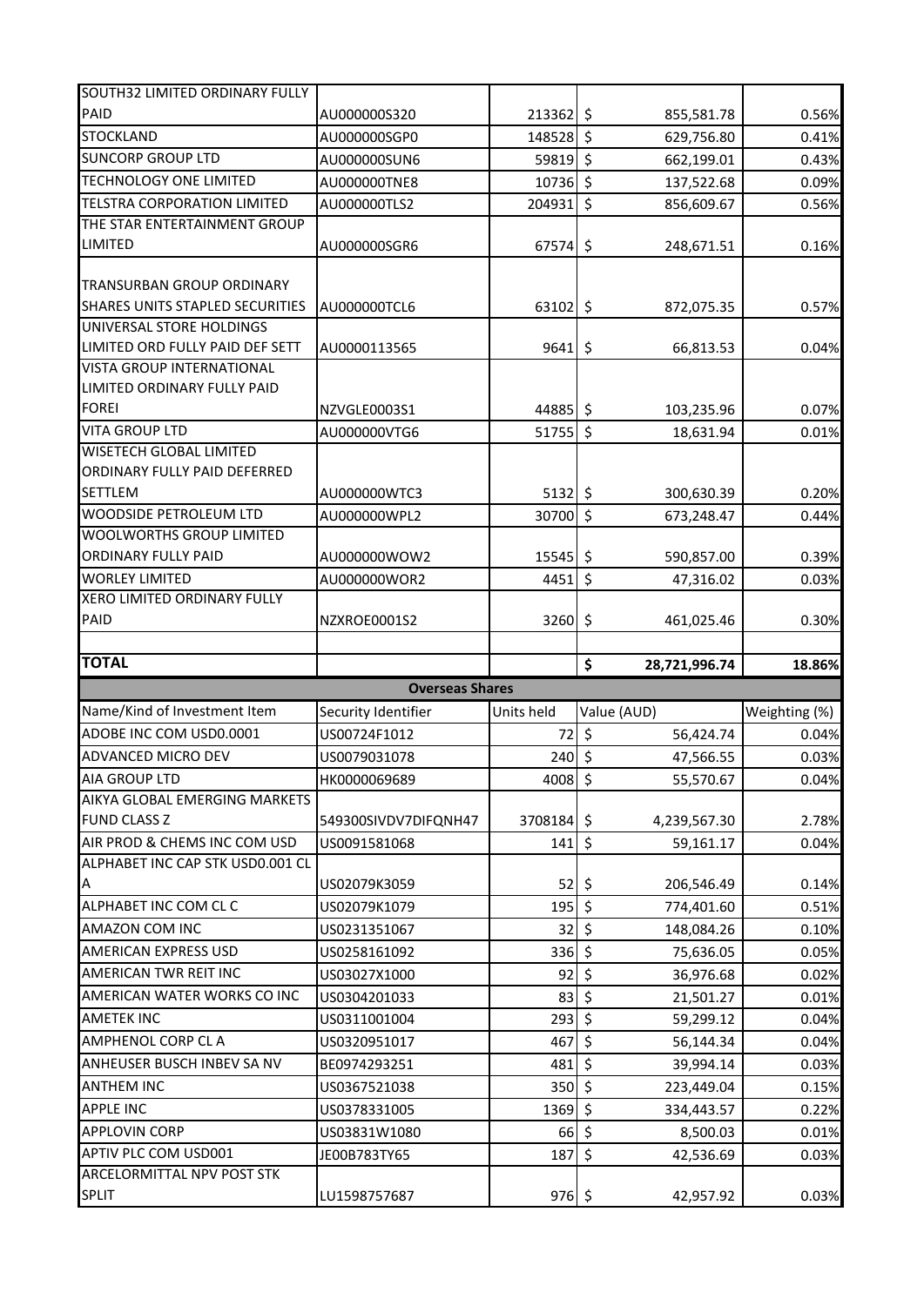| | | | | |
|---|---|---|---|---|
| SOUTH32 LIMITED ORDINARY FULLY PAID | AU000000S320 | 213362 | $ 855,581.78 | 0.56% |
| STOCKLAND | AU000000SGP0 | 148528 | $ 629,756.80 | 0.41% |
| SUNCORP GROUP LTD | AU000000SUN6 | 59819 | $ 662,199.01 | 0.43% |
| TECHNOLOGY ONE LIMITED | AU000000TNE8 | 10736 | $ 137,522.68 | 0.09% |
| TELSTRA CORPORATION LIMITED | AU000000TLS2 | 204931 | $ 856,609.67 | 0.56% |
| THE STAR ENTERTAINMENT GROUP LIMITED | AU000000SGR6 | 67574 | $ 248,671.51 | 0.16% |
| TRANSURBAN GROUP ORDINARY SHARES UNITS STAPLED SECURITIES | AU000000TCL6 | 63102 | $ 872,075.35 | 0.57% |
| UNIVERSAL STORE HOLDINGS LIMITED ORD FULLY PAID DEF SETT | AU0000113565 | 9641 | $ 66,813.53 | 0.04% |
| VISTA GROUP INTERNATIONAL LIMITED ORDINARY FULLY PAID FOREI | NZVGLE0003S1 | 44885 | $ 103,235.96 | 0.07% |
| VITA GROUP LTD | AU000000VTG6 | 51755 | $ 18,631.94 | 0.01% |
| WISETECH GLOBAL LIMITED ORDINARY FULLY PAID DEFERRED SETTLEM | AU000000WTC3 | 5132 | $ 300,630.39 | 0.20% |
| WOODSIDE PETROLEUM LTD | AU000000WPL2 | 30700 | $ 673,248.47 | 0.44% |
| WOOLWORTHS GROUP LIMITED ORDINARY FULLY PAID | AU000000WOW2 | 15545 | $ 590,857.00 | 0.39% |
| WORLEY LIMITED | AU000000WOR2 | 4451 | $ 47,316.02 | 0.03% |
| XERO LIMITED ORDINARY FULLY PAID | NZXROE0001S2 | 3260 | $ 461,025.46 | 0.30% |
| | | | | |
| **TOTAL** | | | **$ 28,721,996.74** | **18.86%** |

**Overseas Shares**

| Name/Kind of Investment Item | Security Identifier | Units held | Value (AUD) | Weighting (%) |
|---|---|---|---|---|
| ADOBE INC COM USD0.0001 | US00724F1012 | 72 | $ 56,424.74 | 0.04% |
| ADVANCED MICRO DEV | US0079031078 | 240 | $ 47,566.55 | 0.03% |
| AIA GROUP LTD | HK0000069689 | 4008 | $ 55,570.67 | 0.04% |
| AIKYA GLOBAL EMERGING MARKETS FUND CLASS Z | 549300SIVDV7DIFQNH47 | 3708184 | $ 4,239,567.30 | 2.78% |
| AIR PROD & CHEMS INC COM USD | US0091581068 | 141 | $ 59,161.17 | 0.04% |
| ALPHABET INC CAP STK USD0.001 CL A | US02079K3059 | 52 | $ 206,546.49 | 0.14% |
| ALPHABET INC COM CL C | US02079K1079 | 195 | $ 774,401.60 | 0.51% |
| AMAZON COM INC | US0231351067 | 32 | $ 148,084.26 | 0.10% |
| AMERICAN EXPRESS USD | US0258161092 | 336 | $ 75,636.05 | 0.05% |
| AMERICAN TWR REIT INC | US03027X1000 | 92 | $ 36,976.68 | 0.02% |
| AMERICAN WATER WORKS CO INC | US0304201033 | 83 | $ 21,501.27 | 0.01% |
| AMETEK INC | US0311001004 | 293 | $ 59,299.12 | 0.04% |
| AMPHENOL CORP CL A | US0320951017 | 467 | $ 56,144.34 | 0.04% |
| ANHEUSER BUSCH INBEV SA NV | BE0974293251 | 481 | $ 39,994.14 | 0.03% |
| ANTHEM INC | US0367521038 | 350 | $ 223,449.04 | 0.15% |
| APPLE INC | US0378331005 | 1369 | $ 334,443.57 | 0.22% |
| APPLOVIN CORP | US03831W1080 | 66 | $ 8,500.03 | 0.01% |
| APTIV PLC COM USD001 | JE00B783TY65 | 187 | $ 42,536.69 | 0.03% |
| ARCELORMITTAL NPV POST STK SPLIT | LU1598757687 | 976 | $ 42,957.92 | 0.03% |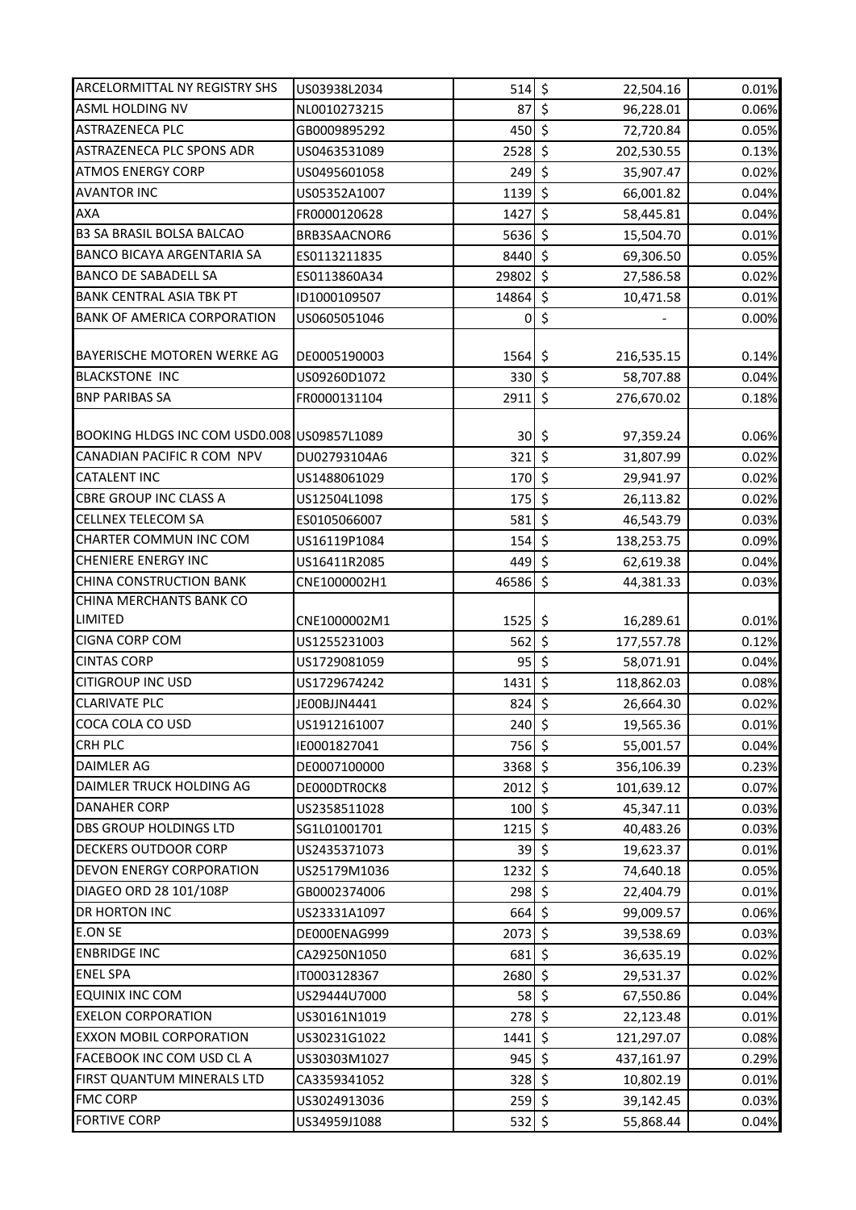| | | | | |
|---|---|---|---|---|
| ARCELORMITTAL NY REGISTRY SHS | US03938L2034 | 514 | $ 22,504.16 | 0.01% |
| ASML HOLDING NV | NL0010273215 | 87 | $ 96,228.01 | 0.06% |
| ASTRAZENECA PLC | GB0009895292 | 450 | $ 72,720.84 | 0.05% |
| ASTRAZENECA PLC SPONS ADR | US0463531089 | 2528 | $ 202,530.55 | 0.13% |
| ATMOS ENERGY CORP | US0495601058 | 249 | $ 35,907.47 | 0.02% |
| AVANTOR INC | US05352A1007 | 1139 | $ 66,001.82 | 0.04% |
| AXA | FR0000120628 | 1427 | $ 58,445.81 | 0.04% |
| B3 SA BRASIL BOLSA BALCAO | BRB3SAACNOR6 | 5636 | $ 15,504.70 | 0.01% |
| BANCO BICAYA ARGENTARIA SA | ES0113211835 | 8440 | $ 69,306.50 | 0.05% |
| BANCO DE SABADELL SA | ES0113860A34 | 29802 | $ 27,586.58 | 0.02% |
| BANK CENTRAL ASIA TBK PT | ID1000109507 | 14864 | $ 10,471.58 | 0.01% |
| BANK OF AMERICA CORPORATION | US0605051046 | 0 | $ - | 0.00% |
| BAYERISCHE MOTOREN WERKE AG | DE0005190003 | 1564 | $ 216,535.15 | 0.14% |
| BLACKSTONE INC | US09260D1072 | 330 | $ 58,707.88 | 0.04% |
| BNP PARIBAS SA | FR0000131104 | 2911 | $ 276,670.02 | 0.18% |
| BOOKING HLDGS INC COM USD0.008 | US09857L1089 | 30 | $ 97,359.24 | 0.06% |
| CANADIAN PACIFIC R COM NPV | DU02793104A6 | 321 | $ 31,807.99 | 0.02% |
| CATALENT INC | US1488061029 | 170 | $ 29,941.97 | 0.02% |
| CBRE GROUP INC CLASS A | US12504L1098 | 175 | $ 26,113.82 | 0.02% |
| CELLNEX TELECOM SA | ES0105066007 | 581 | $ 46,543.79 | 0.03% |
| CHARTER COMMUN INC COM | US16119P1084 | 154 | $ 138,253.75 | 0.09% |
| CHENIERE ENERGY INC | US16411R2085 | 449 | $ 62,619.38 | 0.04% |
| CHINA CONSTRUCTION BANK | CNE1000002H1 | 46586 | $ 44,381.33 | 0.03% |
| CHINA MERCHANTS BANK CO LIMITED | CNE1000002M1 | 1525 | $ 16,289.61 | 0.01% |
| CIGNA CORP COM | US1255231003 | 562 | $ 177,557.78 | 0.12% |
| CINTAS CORP | US1729081059 | 95 | $ 58,071.91 | 0.04% |
| CITIGROUP INC USD | US1729674242 | 1431 | $ 118,862.03 | 0.08% |
| CLARIVATE PLC | JE00BJJN4441 | 824 | $ 26,664.30 | 0.02% |
| COCA COLA CO USD | US1912161007 | 240 | $ 19,565.36 | 0.01% |
| CRH PLC | IE0001827041 | 756 | $ 55,001.57 | 0.04% |
| DAIMLER AG | DE0007100000 | 3368 | $ 356,106.39 | 0.23% |
| DAIMLER TRUCK HOLDING AG | DE000DTR0CK8 | 2012 | $ 101,639.12 | 0.07% |
| DANAHER CORP | US2358511028 | 100 | $ 45,347.11 | 0.03% |
| DBS GROUP HOLDINGS LTD | SG1L01001701 | 1215 | $ 40,483.26 | 0.03% |
| DECKERS OUTDOOR CORP | US2435371073 | 39 | $ 19,623.37 | 0.01% |
| DEVON ENERGY CORPORATION | US25179M1036 | 1232 | $ 74,640.18 | 0.05% |
| DIAGEO ORD 28 101/108P | GB0002374006 | 298 | $ 22,404.79 | 0.01% |
| DR HORTON INC | US23331A1097 | 664 | $ 99,009.57 | 0.06% |
| E.ON SE | DE000ENAG999 | 2073 | $ 39,538.69 | 0.03% |
| ENBRIDGE INC | CA29250N1050 | 681 | $ 36,635.19 | 0.02% |
| ENEL SPA | IT0003128367 | 2680 | $ 29,531.37 | 0.02% |
| EQUINIX INC COM | US29444U7000 | 58 | $ 67,550.86 | 0.04% |
| EXELON CORPORATION | US30161N1019 | 278 | $ 22,123.48 | 0.01% |
| EXXON MOBIL CORPORATION | US30231G1022 | 1441 | $ 121,297.07 | 0.08% |
| FACEBOOK INC COM USD CL A | US30303M1027 | 945 | $ 437,161.97 | 0.29% |
| FIRST QUANTUM MINERALS LTD | CA3359341052 | 328 | $ 10,802.19 | 0.01% |
| FMC CORP | US3024913036 | 259 | $ 39,142.45 | 0.03% |
| FORTIVE CORP | US34959J1088 | 532 | $ 55,868.44 | 0.04% |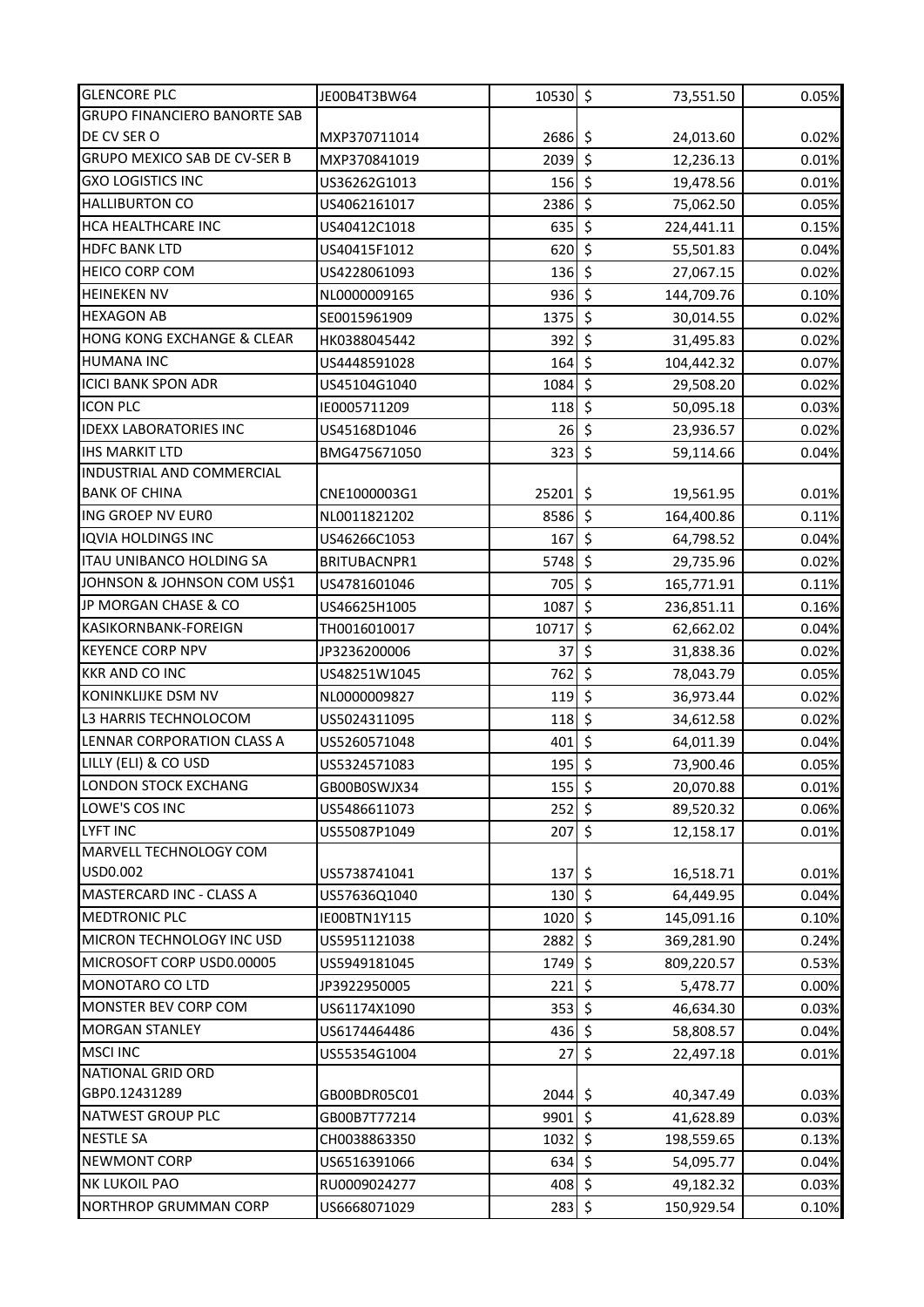| GLENCORE PLC | JE00B4T3BW64 | 10530 | $ 73,551.50 | 0.05% |
|---|---|---|---|---|
| GRUPO FINANCIERO BANORTE SAB DE CV SER O | MXP370711014 | 2686 | $ 24,013.60 | 0.02% |
| GRUPO MEXICO SAB DE CV-SER B | MXP370841019 | 2039 | $ 12,236.13 | 0.01% |
| GXO LOGISTICS INC | US36262G1013 | 156 | $ 19,478.56 | 0.01% |
| HALLIBURTON CO | US4062161017 | 2386 | $ 75,062.50 | 0.05% |
| HCA HEALTHCARE INC | US40412C1018 | 635 | $ 224,441.11 | 0.15% |
| HDFC BANK LTD | US40415F1012 | 620 | $ 55,501.83 | 0.04% |
| HEICO CORP COM | US4228061093 | 136 | $ 27,067.15 | 0.02% |
| HEINEKEN NV | NL0000009165 | 936 | $ 144,709.76 | 0.10% |
| HEXAGON AB | SE0015961909 | 1375 | $ 30,014.55 | 0.02% |
| HONG KONG EXCHANGE & CLEAR | HK0388045442 | 392 | $ 31,495.83 | 0.02% |
| HUMANA INC | US4448591028 | 164 | $ 104,442.32 | 0.07% |
| ICICI BANK SPON ADR | US45104G1040 | 1084 | $ 29,508.20 | 0.02% |
| ICON PLC | IE0005711209 | 118 | $ 50,095.18 | 0.03% |
| IDEXX LABORATORIES INC | US45168D1046 | 26 | $ 23,936.57 | 0.02% |
| IHS MARKIT LTD | BMG475671050 | 323 | $ 59,114.66 | 0.04% |
| INDUSTRIAL AND COMMERCIAL BANK OF CHINA | CNE1000003G1 | 25201 | $ 19,561.95 | 0.01% |
| ING GROEP NV EUR0 | NL0011821202 | 8586 | $ 164,400.86 | 0.11% |
| IQVIA HOLDINGS INC | US46266C1053 | 167 | $ 64,798.52 | 0.04% |
| ITAU UNIBANCO HOLDING SA | BRITUBACNPR1 | 5748 | $ 29,735.96 | 0.02% |
| JOHNSON & JOHNSON COM US$1 | US4781601046 | 705 | $ 165,771.91 | 0.11% |
| JP MORGAN CHASE & CO | US46625H1005 | 1087 | $ 236,851.11 | 0.16% |
| KASIKORNBANK-FOREIGN | TH0016010017 | 10717 | $ 62,662.02 | 0.04% |
| KEYENCE CORP NPV | JP3236200006 | 37 | $ 31,838.36 | 0.02% |
| KKR AND CO INC | US48251W1045 | 762 | $ 78,043.79 | 0.05% |
| KONINKLIJKE DSM NV | NL0000009827 | 119 | $ 36,973.44 | 0.02% |
| L3 HARRIS TECHNOLOCOM | US5024311095 | 118 | $ 34,612.58 | 0.02% |
| LENNAR CORPORATION CLASS A | US5260571048 | 401 | $ 64,011.39 | 0.04% |
| LILLY (ELI) & CO USD | US5324571083 | 195 | $ 73,900.46 | 0.05% |
| LONDON STOCK EXCHANG | GB00B0SWJX34 | 155 | $ 20,070.88 | 0.01% |
| LOWE'S COS INC | US5486611073 | 252 | $ 89,520.32 | 0.06% |
| LYFT INC | US55087P1049 | 207 | $ 12,158.17 | 0.01% |
| MARVELL TECHNOLOGY COM USD0.002 | US5738741041 | 137 | $ 16,518.71 | 0.01% |
| MASTERCARD INC - CLASS A | US57636Q1040 | 130 | $ 64,449.95 | 0.04% |
| MEDTRONIC PLC | IE00BTN1Y115 | 1020 | $ 145,091.16 | 0.10% |
| MICRON TECHNOLOGY INC USD | US5951121038 | 2882 | $ 369,281.90 | 0.24% |
| MICROSOFT CORP USD0.00005 | US5949181045 | 1749 | $ 809,220.57 | 0.53% |
| MONOTARO CO LTD | JP3922950005 | 221 | $ 5,478.77 | 0.00% |
| MONSTER BEV CORP COM | US61174X1090 | 353 | $ 46,634.30 | 0.03% |
| MORGAN STANLEY | US6174464486 | 436 | $ 58,808.57 | 0.04% |
| MSCI INC | US55354G1004 | 27 | $ 22,497.18 | 0.01% |
| NATIONAL GRID ORD GBP0.12431289 | GB00BDR05C01 | 2044 | $ 40,347.49 | 0.03% |
| NATWEST GROUP PLC | GB00B7T77214 | 9901 | $ 41,628.89 | 0.03% |
| NESTLE SA | CH0038863350 | 1032 | $ 198,559.65 | 0.13% |
| NEWMONT CORP | US6516391066 | 634 | $ 54,095.77 | 0.04% |
| NK LUKOIL PAO | RU0009024277 | 408 | $ 49,182.32 | 0.03% |
| NORTHROP GRUMMAN CORP | US6668071029 | 283 | $ 150,929.54 | 0.10% |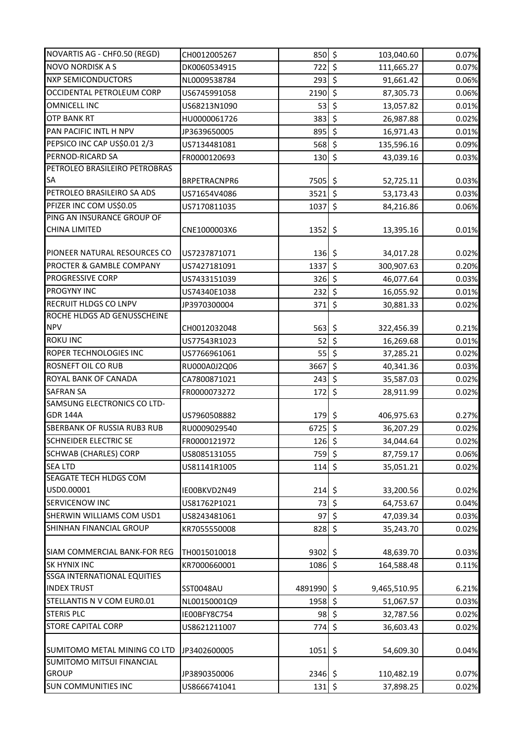| | | | | |
|---|---|---|---|---|
| NOVARTIS AG - CHF0.50 (REGD) | CH0012005267 | 850 | $ 103,040.60 | 0.07% |
| NOVO NORDISK A S | DK0060534915 | 722 | $ 111,665.27 | 0.07% |
| NXP SEMICONDUCTORS | NL0009538784 | 293 | $ 91,661.42 | 0.06% |
| OCCIDENTAL PETROLEUM CORP | US6745991058 | 2190 | $ 87,305.73 | 0.06% |
| OMNICELL INC | US68213N1090 | 53 | $ 13,057.82 | 0.01% |
| OTP BANK RT | HU0000061726 | 383 | $ 26,987.88 | 0.02% |
| PAN PACIFIC INTL H NPV | JP3639650005 | 895 | $ 16,971.43 | 0.01% |
| PEPSICO INC CAP US$0.01 2/3 | US7134481081 | 568 | $ 135,596.16 | 0.09% |
| PERNOD-RICARD SA | FR0000120693 | 130 | $ 43,039.16 | 0.03% |
| PETROLEO BRASILEIRO PETROBRAS SA | BRPETRACNPR6 | 7505 | $ 52,725.11 | 0.03% |
| PETROLEO BRASILEIRO SA ADS | US71654V4086 | 3521 | $ 53,173.43 | 0.03% |
| PFIZER INC COM US$0.05 | US7170811035 | 1037 | $ 84,216.86 | 0.06% |
| PING AN INSURANCE GROUP OF CHINA LIMITED | CNE1000003X6 | 1352 | $ 13,395.16 | 0.01% |
| PIONEER NATURAL RESOURCES CO | US7237871071 | 136 | $ 34,017.28 | 0.02% |
| PROCTER & GAMBLE COMPANY | US7427181091 | 1337 | $ 300,907.63 | 0.20% |
| PROGRESSIVE CORP | US7433151039 | 326 | $ 46,077.64 | 0.03% |
| PROGYNY INC | US74340E1038 | 232 | $ 16,055.92 | 0.01% |
| RECRUIT HLDGS CO LNPV | JP3970300004 | 371 | $ 30,881.33 | 0.02% |
| ROCHE HLDGS AD GENUSSCHEINE NPV | CH0012032048 | 563 | $ 322,456.39 | 0.21% |
| ROKU INC | US77543R1023 | 52 | $ 16,269.68 | 0.01% |
| ROPER TECHNOLOGIES INC | US7766961061 | 55 | $ 37,285.21 | 0.02% |
| ROSNEFT OIL CO RUB | RU000A0J2Q06 | 3667 | $ 40,341.36 | 0.03% |
| ROYAL BANK OF CANADA | CA7800871021 | 243 | $ 35,587.03 | 0.02% |
| SAFRAN SA | FR0000073272 | 172 | $ 28,911.99 | 0.02% |
| SAMSUNG ELECTRONICS CO LTD-GDR 144A | US7960508882 | 179 | $ 406,975.63 | 0.27% |
| SBERBANK OF RUSSIA RUB3 RUB | RU0009029540 | 6725 | $ 36,207.29 | 0.02% |
| SCHNEIDER ELECTRIC SE | FR0000121972 | 126 | $ 34,044.64 | 0.02% |
| SCHWAB (CHARLES) CORP | US8085131055 | 759 | $ 87,759.17 | 0.06% |
| SEA LTD | US81141R1005 | 114 | $ 35,051.21 | 0.02% |
| SEAGATE TECH HLDGS COM USD0.00001 | IE00BKVD2N49 | 214 | $ 33,200.56 | 0.02% |
| SERVICENOW INC | US81762P1021 | 73 | $ 64,753.67 | 0.04% |
| SHERWIN WILLIAMS COM USD1 | US8243481061 | 97 | $ 47,039.34 | 0.03% |
| SHINHAN FINANCIAL GROUP | KR7055550008 | 828 | $ 35,243.70 | 0.02% |
| SIAM COMMERCIAL BANK-FOR REG | TH0015010018 | 9302 | $ 48,639.70 | 0.03% |
| SK HYNIX INC | KR7000660001 | 1086 | $ 164,588.48 | 0.11% |
| SSGA INTERNATIONAL EQUITIES INDEX TRUST | SST0048AU | 4891990 | $ 9,465,510.95 | 6.21% |
| STELLANTIS N V COM EUR0.01 | NL00150001Q9 | 1958 | $ 51,067.57 | 0.03% |
| STERIS PLC | IE00BFY8C754 | 98 | $ 32,787.56 | 0.02% |
| STORE CAPITAL CORP | US8621211007 | 774 | $ 36,603.43 | 0.02% |
| SUMITOMO METAL MINING CO LTD | JP3402600005 | 1051 | $ 54,609.30 | 0.04% |
| SUMITOMO MITSUI FINANCIAL GROUP | JP3890350006 | 2346 | $ 110,482.19 | 0.07% |
| SUN COMMUNITIES INC | US8666741041 | 131 | $ 37,898.25 | 0.02% |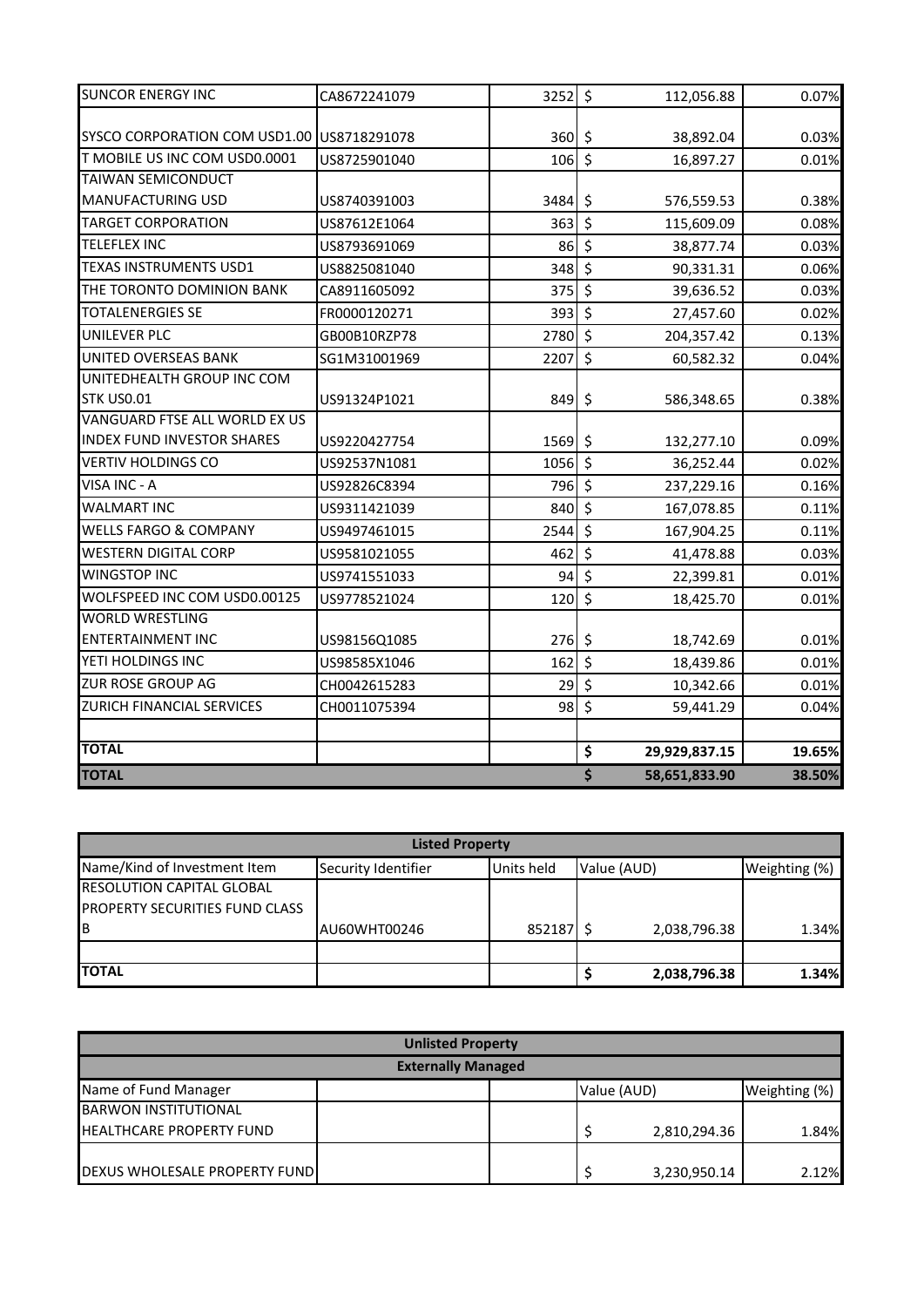| | | | | |
|---|---|---|---|---|
| SUNCOR ENERGY INC | CA8672241079 | 3252 | $ 112,056.88 | 0.07% |
| SYSCO CORPORATION COM USD1.00 | US8718291078 | 360 | $ 38,892.04 | 0.03% |
| T MOBILE US INC COM USD0.0001 | US8725901040 | 106 | $ 16,897.27 | 0.01% |
| TAIWAN SEMICONDUCT MANUFACTURING USD | US8740391003 | 3484 | $ 576,559.53 | 0.38% |
| TARGET CORPORATION | US87612E1064 | 363 | $ 115,609.09 | 0.08% |
| TELEFLEX INC | US8793691069 | 86 | $ 38,877.74 | 0.03% |
| TEXAS INSTRUMENTS USD1 | US8825081040 | 348 | $ 90,331.31 | 0.06% |
| THE TORONTO DOMINION BANK | CA8911605092 | 375 | $ 39,636.52 | 0.03% |
| TOTALENERGIES SE | FR0000120271 | 393 | $ 27,457.60 | 0.02% |
| UNILEVER PLC | GB00B10RZP78 | 2780 | $ 204,357.42 | 0.13% |
| UNITED OVERSEAS BANK | SG1M31001969 | 2207 | $ 60,582.32 | 0.04% |
| UNITEDHEALTH GROUP INC COM STK US0.01 | US91324P1021 | 849 | $ 586,348.65 | 0.38% |
| VANGUARD FTSE ALL WORLD EX US INDEX FUND INVESTOR SHARES | US9220427754 | 1569 | $ 132,277.10 | 0.09% |
| VERTIV HOLDINGS CO | US92537N1081 | 1056 | $ 36,252.44 | 0.02% |
| VISA INC - A | US92826C8394 | 796 | $ 237,229.16 | 0.16% |
| WALMART INC | US9311421039 | 840 | $ 167,078.85 | 0.11% |
| WELLS FARGO & COMPANY | US9497461015 | 2544 | $ 167,904.25 | 0.11% |
| WESTERN DIGITAL CORP | US9581021055 | 462 | $ 41,478.88 | 0.03% |
| WINGSTOP INC | US9741551033 | 94 | $ 22,399.81 | 0.01% |
| WOLFSPEED INC COM USD0.00125 | US9778521024 | 120 | $ 18,425.70 | 0.01% |
| WORLD WRESTLING ENTERTAINMENT INC | US98156Q1085 | 276 | $ 18,742.69 | 0.01% |
| YETI HOLDINGS INC | US98585X1046 | 162 | $ 18,439.86 | 0.01% |
| ZUR ROSE GROUP AG | CH0042615283 | 29 | $ 10,342.66 | 0.01% |
| ZURICH FINANCIAL SERVICES | CH0011075394 | 98 | $ 59,441.29 | 0.04% |
| | | | | |
| **TOTAL** | | | **$ 29,929,837.15** | **19.65%** |
| **TOTAL** | | | **$ 58,651,833.90** | **38.50%** |

| **Listed Property** | | | | |
|---|---|---|---|---|
| Name/Kind of Investment Item | Security Identifier | Units held | Value (AUD) | Weighting (%) |
| RESOLUTION CAPITAL GLOBAL PROPERTY SECURITIES FUND CLASS B | AU60WHT00246 | 852187 | $ 2,038,796.38 | 1.34% |
| | | | | |
| **TOTAL** | | | **$ 2,038,796.38** | **1.34%** |

| **Unlisted Property** | | | | |
|---|---|---|---|---|
| **Externally Managed** | | | | |
| Name of Fund Manager | | | Value (AUD) | Weighting (%) |
| BARWON INSTITUTIONAL HEALTHCARE PROPERTY FUND | | | $ 2,810,294.36 | 1.84% |
| DEXUS WHOLESALE PROPERTY FUND | | | $ 3,230,950.14 | 2.12% |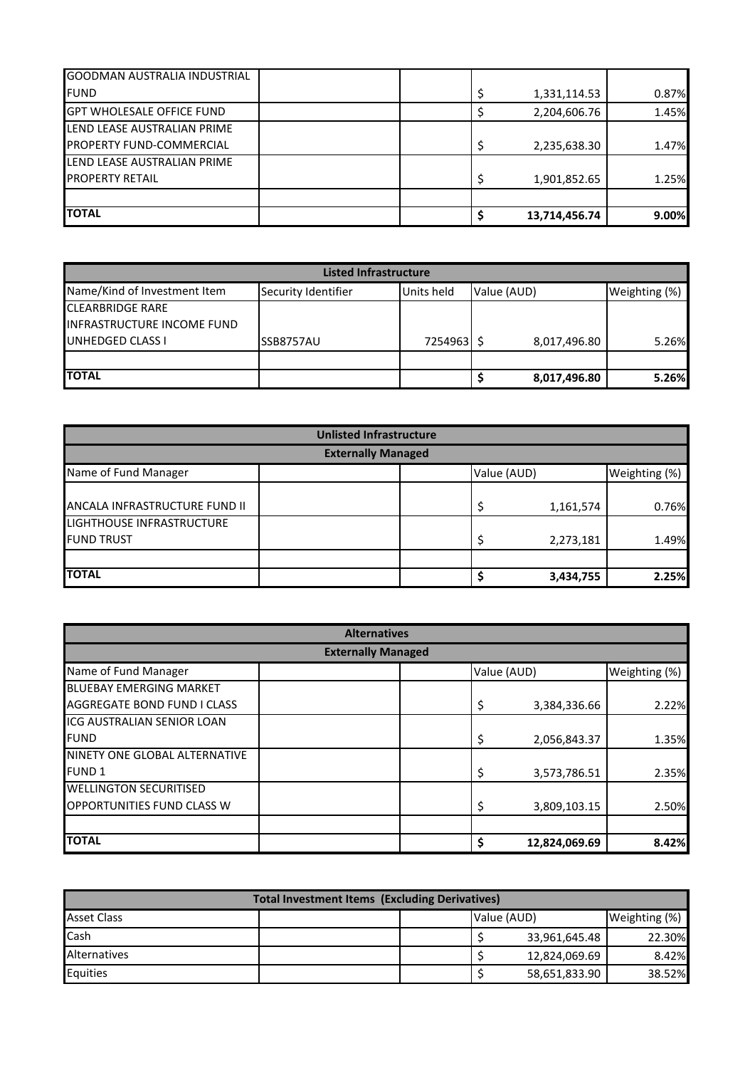| | | | | |
|---|---|---|---|---|
| GOODMAN AUSTRALIA INDUSTRIAL FUND | | | $ 1,331,114.53 | 0.87% |
| GPT WHOLESALE OFFICE FUND | | | $ 2,204,606.76 | 1.45% |
| LEND LEASE AUSTRALIAN PRIME PROPERTY FUND-COMMERCIAL | | | $ 2,235,638.30 | 1.47% |
| LEND LEASE AUSTRALIAN PRIME PROPERTY RETAIL | | | $ 1,901,852.65 | 1.25% |
| | | | | |
| **TOTAL** | | | **$ 13,714,456.74** | **9.00%** |

| Listed Infrastructure | | | | |
|---|---|---|---|---|
| Name/Kind of Investment Item | Security Identifier | Units held | Value (AUD) | Weighting (%) |
| CLEARBRIDGE RARE INFRASTRUCTURE INCOME FUND UNHEDGED CLASS I | SSB8757AU | 7254963 | $ 8,017,496.80 | 5.26% |
| | | | | |
| **TOTAL** | | | **$ 8,017,496.80** | **5.26%** |

| Unlisted Infrastructure | | | | |
|---|---|---|---|---|
| Externally Managed | | | | |
| Name of Fund Manager | | | Value (AUD) | Weighting (%) |
| ANCALA INFRASTRUCTURE FUND II | | | $ 1,161,574 | 0.76% |
| LIGHTHOUSE INFRASTRUCTURE FUND TRUST | | | $ 2,273,181 | 1.49% |
| | | | | |
| **TOTAL** | | | **$ 3,434,755** | **2.25%** |

| Alternatives | | | | |
|---|---|---|---|---|
| Externally Managed | | | | |
| Name of Fund Manager | | | Value (AUD) | Weighting (%) |
| BLUEBAY EMERGING MARKET AGGREGATE BOND FUND I CLASS | | | $ 3,384,336.66 | 2.22% |
| ICG AUSTRALIAN SENIOR LOAN FUND | | | $ 2,056,843.37 | 1.35% |
| NINETY ONE GLOBAL ALTERNATIVE FUND 1 | | | $ 3,573,786.51 | 2.35% |
| WELLINGTON SECURITISED OPPORTUNITIES FUND CLASS W | | | $ 3,809,103.15 | 2.50% |
| | | | | |
| **TOTAL** | | | **$ 12,824,069.69** | **8.42%** |

| Total Investment Items (Excluding Derivatives) | | | | |
|---|---|---|---|---|
| Asset Class | | | Value (AUD) | Weighting (%) |
| Cash | | | $ 33,961,645.48 | 22.30% |
| Alternatives | | | $ 12,824,069.69 | 8.42% |
| Equities | | | $ 58,651,833.90 | 38.52% |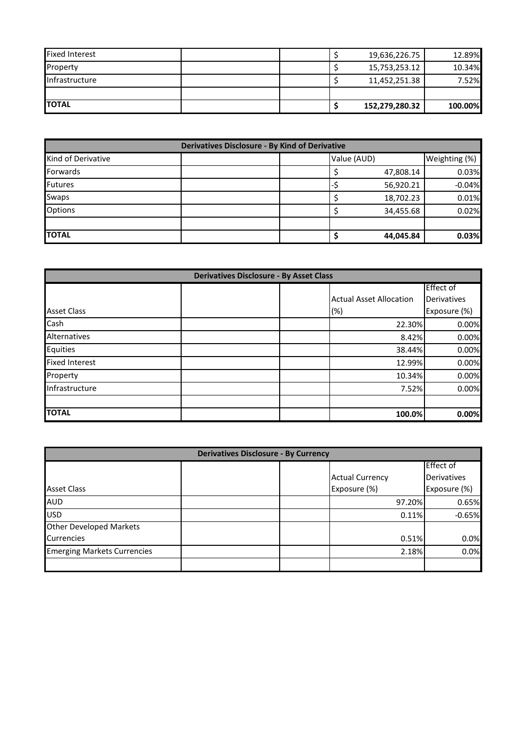| | | | | |
|---|---|---|---|---|
| Fixed Interest | | | $ 19,636,226.75 | 12.89% |
| Property | | | $ 15,753,253.12 | 10.34% |
| Infrastructure | | | $ 11,452,251.38 | 7.52% |
| | | | | |
| **TOTAL** | | | **$ 152,279,280.32** | **100.00%** |

| Derivatives Disclosure - By Kind of Derivative | | | | |
|---|---|---|---|---|
| Kind of Derivative | | | Value (AUD) | Weighting (%) |
| Forwards | | | $ 47,808.14 | 0.03% |
| Futures | | | -$ 56,920.21 | -0.04% |
| Swaps | | | $ 18,702.23 | 0.01% |
| Options | | | $ 34,455.68 | 0.02% |
| | | | | |
| **TOTAL** | | | **$ 44,045.84** | **0.03%** |

| Derivatives Disclosure - By Asset Class | | | | |
|---|---|---|---|---|
| Asset Class | | | Actual Asset Allocation (%) | Effect of Derivatives Exposure (%) |
| Cash | | | 22.30% | 0.00% |
| Alternatives | | | 8.42% | 0.00% |
| Equities | | | 38.44% | 0.00% |
| Fixed Interest | | | 12.99% | 0.00% |
| Property | | | 10.34% | 0.00% |
| Infrastructure | | | 7.52% | 0.00% |
| | | | | |
| **TOTAL** | | | **100.0%** | **0.00%** |

| Derivatives Disclosure - By Currency | | | | |
|---|---|---|---|---|
| Asset Class | | | Actual Currency Exposure (%) | Effect of Derivatives Exposure (%) |
| AUD | | | 97.20% | 0.65% |
| USD | | | 0.11% | -0.65% |
| Other Developed Markets Currencies | | | 0.51% | 0.0% |
| Emerging Markets Currencies | | | 2.18% | 0.0% |
| | | | | |